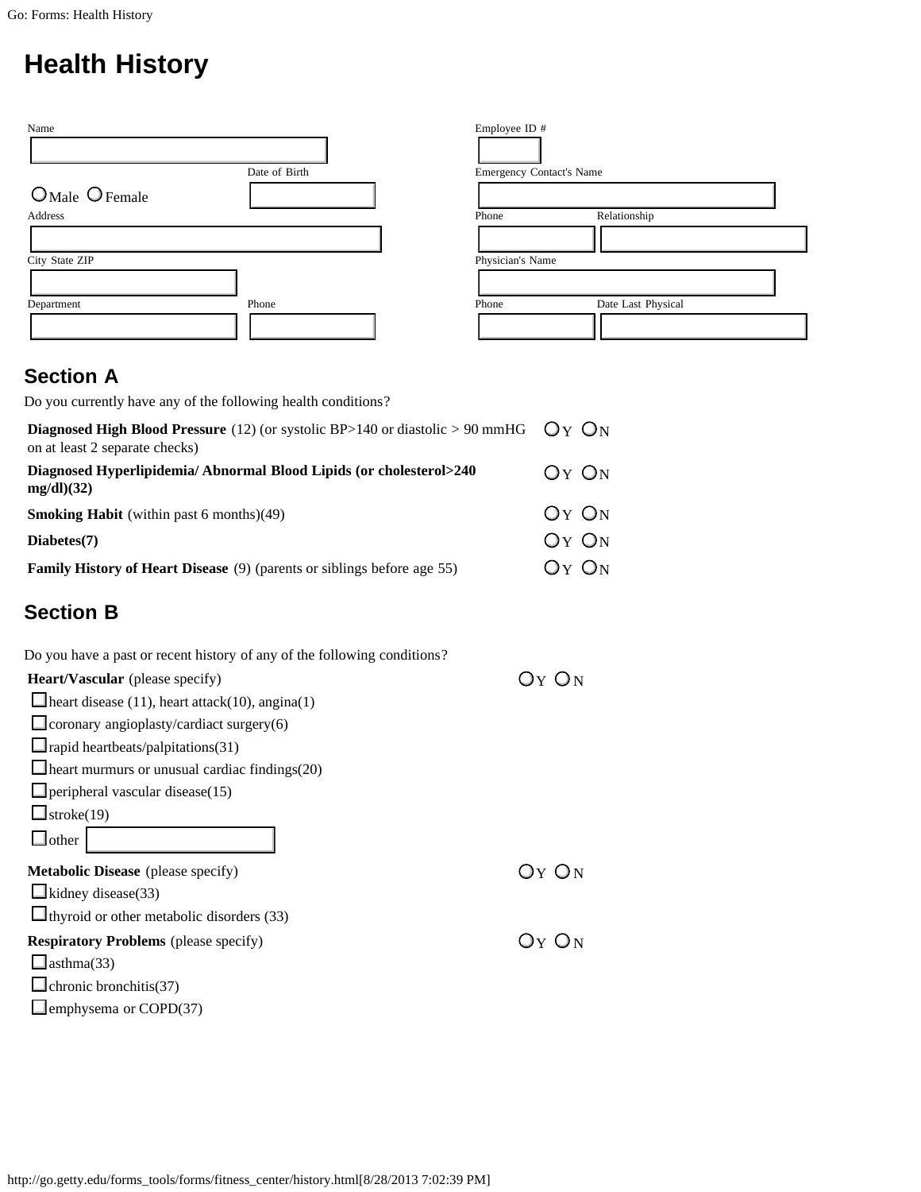# Health History

Name

Employee ID #

○ Male ○ Female

Date of Birth

Emergency Contact's Name

Address

Phone

Relationship

City State ZIP

Physician's Name

Department

Phone

Phone

Date Last Physical

## Section A

Do you currently have any of the following health conditions?

| | |
|---|---|
| **Diagnosed High Blood Pressure** (12) (or systolic BP>140 or diastolic > 90 mmHG on at least 2 separate checks) | ○ Y ○ N |
| **Diagnosed Hyperlipidemia/ Abnormal Blood Lipids (or cholesterol>240 mg/dl)(32)** | ○ Y ○ N |
| **Smoking Habit** (within past 6 months)(49) | ○ Y ○ N |
| **Diabetes(7)** | ○ Y ○ N |
| **Family History of Heart Disease** (9) (parents or siblings before age 55) | ○ Y ○ N |

## Section B

Do you have a past or recent history of any of the following conditions?

**Heart/Vascular** (please specify) ○ Y ○ N

- ☐ heart disease (11), heart attack(10), angina(1)
- ☐ coronary angioplasty/cardiact surgery(6)
- ☐ rapid heartbeats/palpitations(31)
- ☐ heart murmurs or unusual cardiac findings(20)
- ☐ peripheral vascular disease(15)
- ☐ stroke(19)
- ☐ other

**Metabolic Disease** (please specify) ○ Y ○ N

- ☐ kidney disease(33)
- ☐ thyroid or other metabolic disorders (33)

**Respiratory Problems** (please specify) ○ Y ○ N

- ☐ asthma(33)
- ☐ chronic bronchitis(37)
- ☐ emphysema or COPD(37)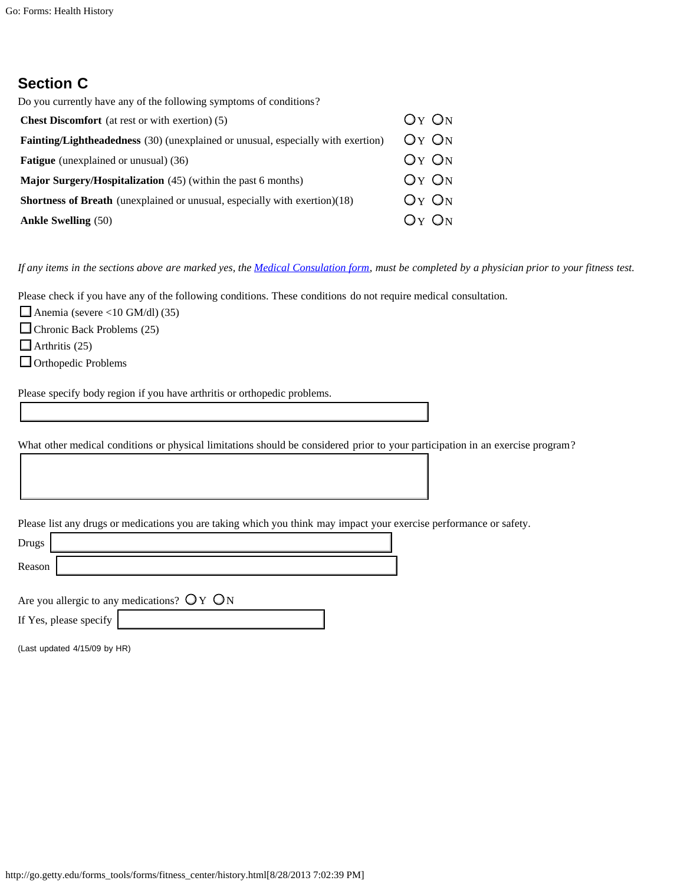## Section C

Do you currently have any of the following symptoms of conditions?

| | |
|---|---|
| **Chest Discomfort** (at rest or with exertion) (5) | ◯ Y ◯ N |
| **Fainting/Lightheadedness** (30) (unexplained or unusual, especially with exertion) | ◯ Y ◯ N |
| **Fatigue** (unexplained or unusual) (36) | ◯ Y ◯ N |
| **Major Surgery/Hospitalization** (45) (within the past 6 months) | ◯ Y ◯ N |
| **Shortness of Breath** (unexplained or unusual, especially with exertion)(18) | ◯ Y ◯ N |
| **Ankle Swelling** (50) | ◯ Y ◯ N |

*If any items in the sections above are marked yes, the [Medical Consulation form](), must be completed by a physician prior to your fitness test.*

Please check if you have any of the following conditions. These conditions do not require medical consultation.

- ☐ Anemia (severe <10 GM/dl) (35)
- ☐ Chronic Back Problems (25)
- ☐ Arthritis (25)
- ☐ Orthopedic Problems

Please specify body region if you have arthritis or orthopedic problems.

\_\_\_\_\_\_\_\_\_\_\_\_\_\_\_\_\_\_\_\_

What other medical conditions or physical limitations should be considered prior to your participation in an exercise program?

\_\_\_\_\_\_\_\_\_\_\_\_\_\_\_\_\_\_\_\_

Please list any drugs or medications you are taking which you think may impact your exercise performance or safety.

Drugs \_\_\_\_\_\_\_\_\_\_\_\_\_\_\_\_\_\_\_\_

Reason \_\_\_\_\_\_\_\_\_\_\_\_\_\_\_\_\_\_\_\_

Are you allergic to any medications? ◯ Y ◯ N

If Yes, please specify \_\_\_\_\_\_\_\_\_\_\_\_\_\_\_\_\_\_\_\_

(Last updated 4/15/09 by HR)